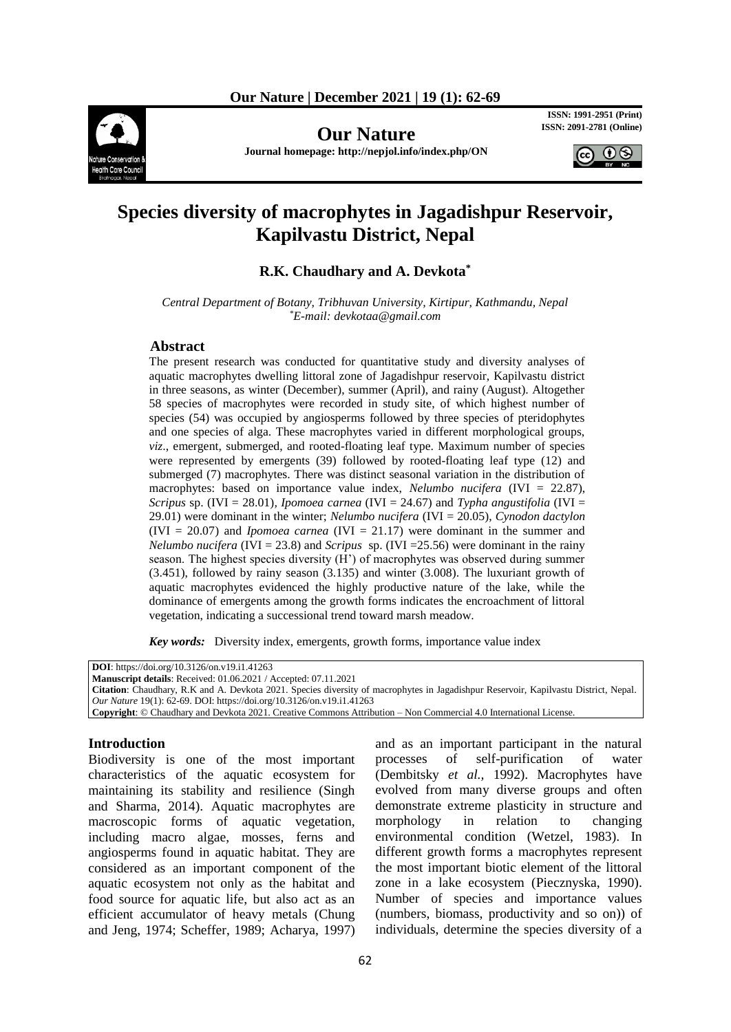# Species diversity of macrophytes in Jagadishpur Reservoir, Kapilvastu District, Nepal

**R.K. Chaudhary and A. Devkota***

*Central Department of Botany, Tribhuvan University, Kirtipur, Kathmandu, Nepal*
**E-mail: devkotaa@gmail.com*

## Abstract

The present research was conducted for quantitative study and diversity analyses of aquatic macrophytes dwelling littoral zone of Jagadishpur reservoir, Kapilvastu district in three seasons, as winter (December), summer (April), and rainy (August). Altogether 58 species of macrophytes were recorded in study site, of which highest number of species (54) was occupied by angiosperms followed by three species of pteridophytes and one species of alga. These macrophytes varied in different morphological groups, *viz*., emergent, submerged, and rooted-floating leaf type. Maximum number of species were represented by emergents (39) followed by rooted-floating leaf type (12) and submerged (7) macrophytes. There was distinct seasonal variation in the distribution of macrophytes: based on importance value index, *Nelumbo nucifera* (IVI = 22.87), *Scripus* sp. (IVI = 28.01), *Ipomoea carnea* (IVI = 24.67) and *Typha angustifolia* (IVI = 29.01) were dominant in the winter; *Nelumbo nucifera* (IVI = 20.05), *Cynodon dactylon* (IVI = 20.07) and *Ipomoea carnea* (IVI = 21.17) were dominant in the summer and *Nelumbo nucifera* (IVI = 23.8) and *Scripus* sp. (IVI =25.56) were dominant in the rainy season. The highest species diversity (H') of macrophytes was observed during summer (3.451), followed by rainy season (3.135) and winter (3.008). The luxuriant growth of aquatic macrophytes evidenced the highly productive nature of the lake, while the dominance of emergents among the growth forms indicates the encroachment of littoral vegetation, indicating a successional trend toward marsh meadow.

***Key words:*** Diversity index, emergents, growth forms, importance value index

**DOI**: https://doi.org/10.3126/on.v19.i1.41263
**Manuscript details**: Received: 01.06.2021 / Accepted: 07.11.2021
**Citation**: Chaudhary, R.K and A. Devkota 2021. Species diversity of macrophytes in Jagadishpur Reservoir, Kapilvastu District, Nepal. *Our Nature* 19(1): 62-69. DOI: https://doi.org/10.3126/on.v19.i1.41263
**Copyright**: © Chaudhary and Devkota 2021. Creative Commons Attribution – Non Commercial 4.0 International License.

## Introduction

Biodiversity is one of the most important characteristics of the aquatic ecosystem for maintaining its stability and resilience (Singh and Sharma, 2014). Aquatic macrophytes are macroscopic forms of aquatic vegetation, including macro algae, mosses, ferns and angiosperms found in aquatic habitat. They are considered as an important component of the aquatic ecosystem not only as the habitat and food source for aquatic life, but also act as an efficient accumulator of heavy metals (Chung and Jeng, 1974; Scheffer, 1989; Acharya, 1997) and as an important participant in the natural processes of self-purification of water (Dembitsky *et al.,* 1992). Macrophytes have evolved from many diverse groups and often demonstrate extreme plasticity in structure and morphology in relation to changing environmental condition (Wetzel, 1983). In different growth forms a macrophytes represent the most important biotic element of the littoral zone in a lake ecosystem (Pieczynska, 1990). Number of species and importance values (numbers, biomass, productivity and so on)) of individuals, determine the species diversity of a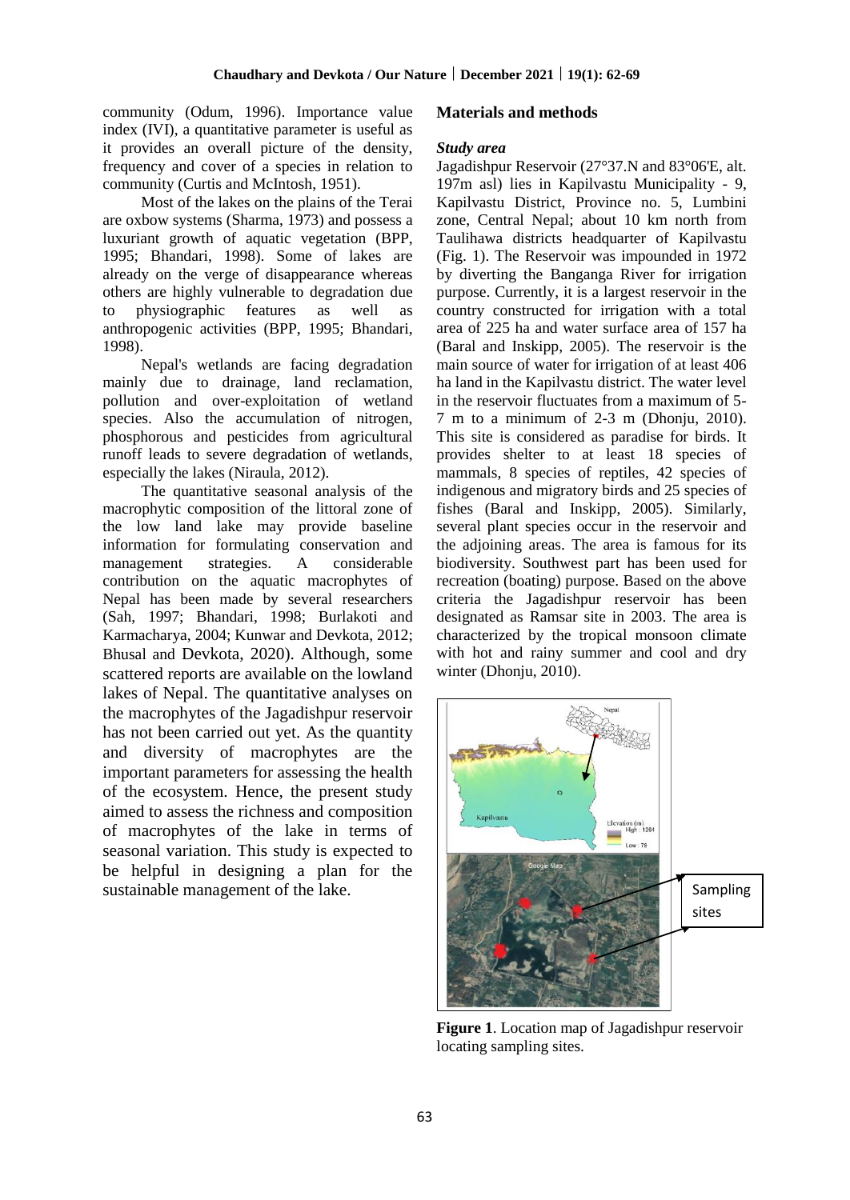community (Odum, 1996). Importance value index (IVI), a quantitative parameter is useful as it provides an overall picture of the density, frequency and cover of a species in relation to community (Curtis and McIntosh, 1951).

Most of the lakes on the plains of the Terai are oxbow systems (Sharma, 1973) and possess a luxuriant growth of aquatic vegetation (BPP, 1995; Bhandari, 1998). Some of lakes are already on the verge of disappearance whereas others are highly vulnerable to degradation due to physiographic features as well as anthropogenic activities (BPP, 1995; Bhandari, 1998).

Nepal's wetlands are facing degradation mainly due to drainage, land reclamation, pollution and over-exploitation of wetland species. Also the accumulation of nitrogen, phosphorous and pesticides from agricultural runoff leads to severe degradation of wetlands, especially the lakes (Niraula, 2012).

The quantitative seasonal analysis of the macrophytic composition of the littoral zone of the low land lake may provide baseline information for formulating conservation and management strategies. A considerable contribution on the aquatic macrophytes of Nepal has been made by several researchers (Sah, 1997; Bhandari, 1998; Burlakoti and Karmacharya, 2004; Kunwar and Devkota, 2012; Bhusal and Devkota, 2020). Although, some scattered reports are available on the lowland lakes of Nepal. The quantitative analyses on the macrophytes of the Jagadishpur reservoir has not been carried out yet. As the quantity and diversity of macrophytes are the important parameters for assessing the health of the ecosystem. Hence, the present study aimed to assess the richness and composition of macrophytes of the lake in terms of seasonal variation. This study is expected to be helpful in designing a plan for the sustainable management of the lake.

## Materials and methods

### *Study area*

Jagadishpur Reservoir (27°37.N and 83°06'E, alt. 197m asl) lies in Kapilvastu Municipality - 9, Kapilvastu District, Province no. 5, Lumbini zone, Central Nepal; about 10 km north from Taulihawa districts headquarter of Kapilvastu (Fig. 1). The Reservoir was impounded in 1972 by diverting the Banganga River for irrigation purpose. Currently, it is a largest reservoir in the country constructed for irrigation with a total area of 225 ha and water surface area of 157 ha (Baral and Inskipp, 2005). The reservoir is the main source of water for irrigation of at least 406 ha land in the Kapilvastu district. The water level in the reservoir fluctuates from a maximum of 5-7 m to a minimum of 2-3 m (Dhonju, 2010). This site is considered as paradise for birds. It provides shelter to at least 18 species of mammals, 8 species of reptiles, 42 species of indigenous and migratory birds and 25 species of fishes (Baral and Inskipp, 2005). Similarly, several plant species occur in the reservoir and the adjoining areas. The area is famous for its biodiversity. Southwest part has been used for recreation (boating) purpose. Based on the above criteria the Jagadishpur reservoir has been designated as Ramsar site in 2003. The area is characterized by the tropical monsoon climate with hot and rainy summer and cool and dry winter (Dhonju, 2010).

**Figure 1**. Location map of Jagadishpur reservoir locating sampling sites.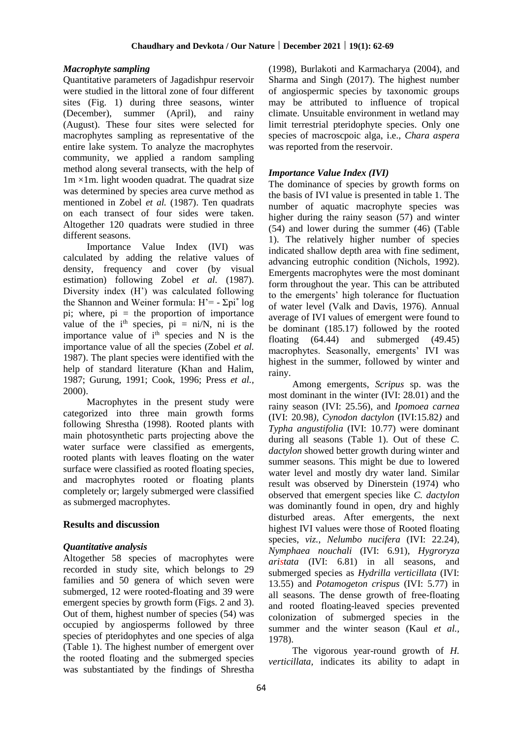### *Macrophyte sampling*

Quantitative parameters of Jagadishpur reservoir were studied in the littoral zone of four different sites (Fig. 1) during three seasons, winter (December), summer (April), and rainy (August). These four sites were selected for macrophytes sampling as representative of the entire lake system. To analyze the macrophytes community, we applied a random sampling method along several transects, with the help of 1m ×1m. light wooden quadrat. The quadrat size was determined by species area curve method as mentioned in Zobel *et al.* (1987). Ten quadrats on each transect of four sides were taken. Altogether 120 quadrats were studied in three different seasons.

Importance Value Index (IVI) was calculated by adding the relative values of density, frequency and cover (by visual estimation) following Zobel *et al.* (1987). Diversity index (H') was calculated following the Shannon and Weiner formula: $H' = - \Sigma pi^{*} \log pi$; where, pi = the proportion of importance value of the $i^{th}$ species, pi = ni/N, ni is the importance value of $i^{th}$ species and N is the importance value of all the species (Zobel *et al.* 1987). The plant species were identified with the help of standard literature (Khan and Halim, 1987; Gurung, 1991; Cook, 1996; Press *et al.*, 2000).

Macrophytes in the present study were categorized into three main growth forms following Shrestha (1998). Rooted plants with main photosynthetic parts projecting above the water surface were classified as emergents, rooted plants with leaves floating on the water surface were classified as rooted floating species, and macrophytes rooted or floating plants completely or; largely submerged were classified as submerged macrophytes.

## Results and discussion

### *Quantitative analysis*

Altogether 58 species of macrophytes were recorded in study site, which belongs to 29 families and 50 genera of which seven were submerged, 12 were rooted-floating and 39 were emergent species by growth form (Figs. 2 and 3). Out of them, highest number of species (54) was occupied by angiosperms followed by three species of pteridophytes and one species of alga (Table 1). The highest number of emergent over the rooted floating and the submerged species was substantiated by the findings of Shrestha (1998), Burlakoti and Karmacharya (2004), and Sharma and Singh (2017). The highest number of angiospermic species by taxonomic groups may be attributed to influence of tropical climate. Unsuitable environment in wetland may limit terrestrial pteridophyte species. Only one species of macroscpoic alga, i.e., *Chara aspera* was reported from the reservoir.

### *Importance Value Index (IVI)*

The dominance of species by growth forms on the basis of IVI value is presented in table 1. The number of aquatic macrophyte species was higher during the rainy season (57) and winter (54) and lower during the summer (46) (Table 1). The relatively higher number of species indicated shallow depth area with fine sediment, advancing eutrophic condition (Nichols, 1992). Emergents macrophytes were the most dominant form throughout the year. This can be attributed to the emergents' high tolerance for fluctuation of water level (Valk and Davis, 1976). Annual average of IVI values of emergent were found to be dominant (185.17) followed by the rooted floating (64.44) and submerged (49.45) macrophytes. Seasonally, emergents' IVI was highest in the summer, followed by winter and rainy.

Among emergents, *Scripus* sp. was the most dominant in the winter (IVI: 28.01) and the rainy season (IVI: 25.56), and *Ipomoea carnea* (IVI: 20.98*)*, *Cynodon dactylon* (IVI:15.82*)* and *Typha angustifolia* (IVI: 10.77) were dominant during all seasons (Table 1). Out of these *C. dactylon* showed better growth during winter and summer seasons. This might be due to lowered water level and mostly dry water land. Similar result was observed by Dinerstein (1974) who observed that emergent species like *C. dactylon* was dominantly found in open, dry and highly disturbed areas. After emergents, the next highest IVI values were those of Rooted floating species, *viz.*, *Nelumbo nucifera* (IVI: 22.24), *Nymphaea nouchali* (IVI: 6.91)*, Hygroryza aristata* (IVI: 6.81) in all seasons, and submerged species as *Hydrilla verticillata* (IVI: 13.55) and *Potamogeton crispus* (IVI: 5.77) in all seasons. The dense growth of free-floating and rooted floating-leaved species prevented colonization of submerged species in the summer and the winter season (Kaul *et al.,* 1978).

The vigorous year-round growth of *H. verticillata,* indicates its ability to adapt in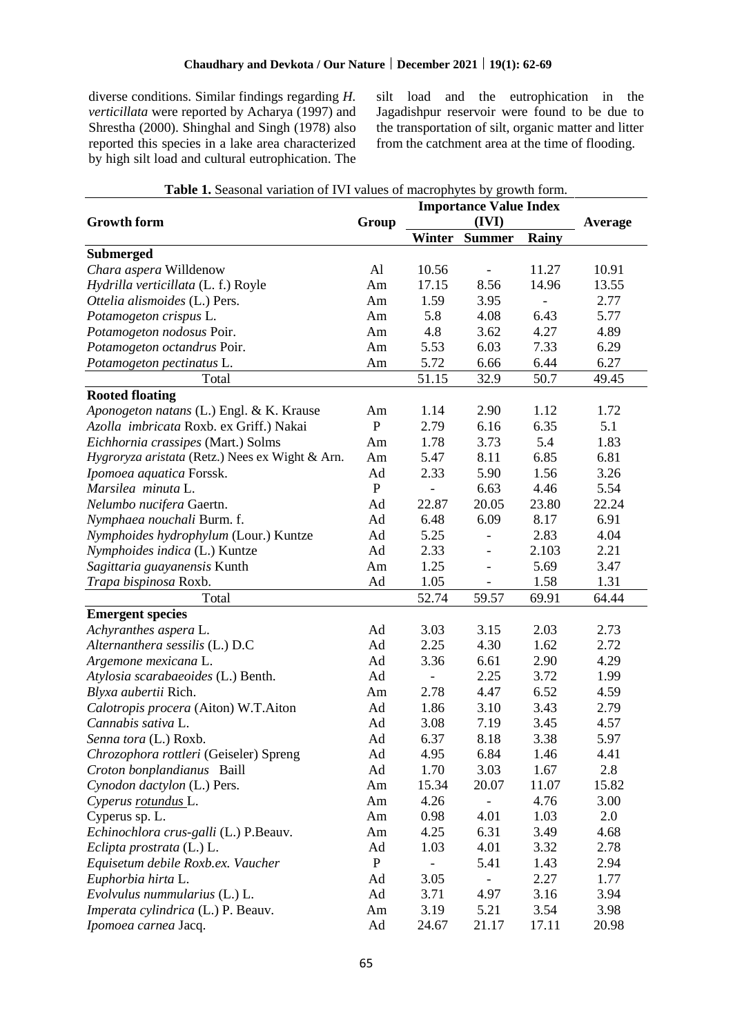diverse conditions. Similar findings regarding *H. verticillata* were reported by Acharya (1997) and Shrestha (2000). Shinghal and Singh (1978) also reported this species in a lake area characterized by high silt load and cultural eutrophication. The silt load and the eutrophication in the Jagadishpur reservoir were found to be due to the transportation of silt, organic matter and litter from the catchment area at the time of flooding.

**Table 1.** Seasonal variation of IVI values of macrophytes by growth form.

| Growth form | Group | Importance Value Index (IVI) | | | Average |
|---|---|---|---|---|---|
| | | Winter | Summer | Rainy | |
| **Submerged** | | | | | |
| *Chara aspera* Willdenow | Al | 10.56 | - | 11.27 | 10.91 |
| *Hydrilla verticillata* (L. f.) Royle | Am | 17.15 | 8.56 | 14.96 | 13.55 |
| *Ottelia alismoides* (L.) Pers. | Am | 1.59 | 3.95 | - | 2.77 |
| *Potamogeton crispus* L. | Am | 5.8 | 4.08 | 6.43 | 5.77 |
| *Potamogeton nodosus* Poir. | Am | 4.8 | 3.62 | 4.27 | 4.89 |
| *Potamogeton octandrus* Poir. | Am | 5.53 | 6.03 | 7.33 | 6.29 |
| *Potamogeton pectinatus* L. | Am | 5.72 | 6.66 | 6.44 | 6.27 |
| Total | | 51.15 | 32.9 | 50.7 | 49.45 |
| **Rooted floating** | | | | | |
| *Aponogeton natans* (L.) Engl. & K. Krause | Am | 1.14 | 2.90 | 1.12 | 1.72 |
| *Azolla imbricata* Roxb. ex Griff.) Nakai | P | 2.79 | 6.16 | 6.35 | 5.1 |
| *Eichhornia crassipes* (Mart.) Solms | Am | 1.78 | 3.73 | 5.4 | 1.83 |
| *Hygroryza aristata* (Retz.) Nees ex Wight & Arn. | Am | 5.47 | 8.11 | 6.85 | 6.81 |
| *Ipomoea aquatica* Forssk. | Ad | 2.33 | 5.90 | 1.56 | 3.26 |
| *Marsilea minuta* L. | P | - | 6.63 | 4.46 | 5.54 |
| *Nelumbo nucifera* Gaertn. | Ad | 22.87 | 20.05 | 23.80 | 22.24 |
| *Nymphaea nouchali* Burm. f. | Ad | 6.48 | 6.09 | 8.17 | 6.91 |
| *Nymphoides hydrophylum* (Lour.) Kuntze | Ad | 5.25 | - | 2.83 | 4.04 |
| *Nymphoides indica* (L.) Kuntze | Ad | 2.33 | - | 2.103 | 2.21 |
| *Sagittaria guayanensis* Kunth | Am | 1.25 | - | 5.69 | 3.47 |
| *Trapa bispinosa* Roxb. | Ad | 1.05 | - | 1.58 | 1.31 |
| Total | | 52.74 | 59.57 | 69.91 | 64.44 |
| **Emergent species** | | | | | |
| *Achyranthes aspera* L. | Ad | 3.03 | 3.15 | 2.03 | 2.73 |
| *Alternanthera sessilis* (L.) D.C | Ad | 2.25 | 4.30 | 1.62 | 2.72 |
| *Argemone mexicana* L. | Ad | 3.36 | 6.61 | 2.90 | 4.29 |
| *Atylosia scarabaeoides* (L.) Benth. | Ad | - | 2.25 | 3.72 | 1.99 |
| *Blyxa aubertii* Rich. | Am | 2.78 | 4.47 | 6.52 | 4.59 |
| *Calotropis procera* (Aiton) W.T.Aiton | Ad | 1.86 | 3.10 | 3.43 | 2.79 |
| *Cannabis sativa* L. | Ad | 3.08 | 7.19 | 3.45 | 4.57 |
| *Senna tora* (L.) Roxb. | Ad | 6.37 | 8.18 | 3.38 | 5.97 |
| *Chrozophora rottleri* (Geiseler) Spreng | Ad | 4.95 | 6.84 | 1.46 | 4.41 |
| *Croton bonplandianus* Baill | Ad | 1.70 | 3.03 | 1.67 | 2.8 |
| *Cynodon dactylon* (L.) Pers. | Am | 15.34 | 20.07 | 11.07 | 15.82 |
| *Cyperus rotundus* L. | Am | 4.26 | - | 4.76 | 3.00 |
| Cyperus sp. L. | Am | 0.98 | 4.01 | 1.03 | 2.0 |
| *Echinochlora crus-galli* (L.) P.Beauv. | Am | 4.25 | 6.31 | 3.49 | 4.68 |
| *Eclipta prostrata* (L.) L. | Ad | 1.03 | 4.01 | 3.32 | 2.78 |
| *Equisetum debile Roxb.ex. Vaucher* | P | - | 5.41 | 1.43 | 2.94 |
| *Euphorbia hirta* L. | Ad | 3.05 | - | 2.27 | 1.77 |
| *Evolvulus nummularius* (L.) L. | Ad | 3.71 | 4.97 | 3.16 | 3.94 |
| *Imperata cylindrica* (L.) P. Beauv. | Am | 3.19 | 5.21 | 3.54 | 3.98 |
| *Ipomoea carnea* Jacq. | Ad | 24.67 | 21.17 | 17.11 | 20.98 |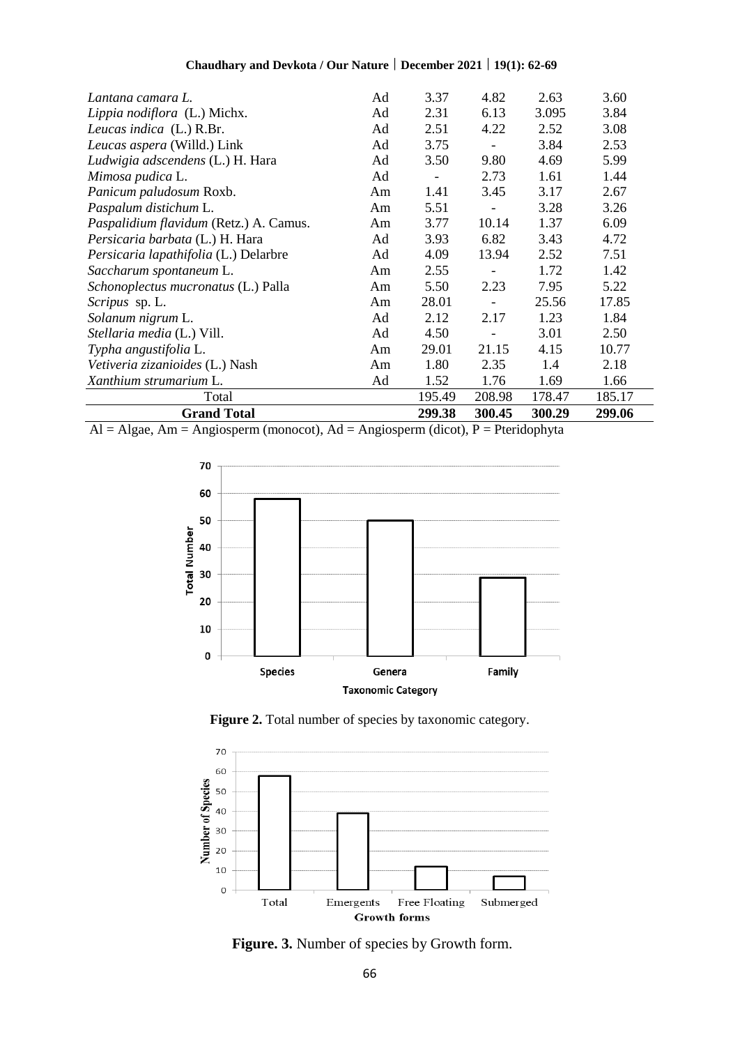| | | | | | |
|---|---|---|---|---|---|
| *Lantana camara L.* | Ad | 3.37 | 4.82 | 2.63 | 3.60 |
| *Lippia nodiflora* (L.) Michx. | Ad | 2.31 | 6.13 | 3.095 | 3.84 |
| *Leucas indica* (L.) R.Br. | Ad | 2.51 | 4.22 | 2.52 | 3.08 |
| *Leucas aspera* (Willd.) Link | Ad | 3.75 | - | 3.84 | 2.53 |
| *Ludwigia adscendens* (L.) H. Hara | Ad | 3.50 | 9.80 | 4.69 | 5.99 |
| *Mimosa pudica* L. | Ad | - | 2.73 | 1.61 | 1.44 |
| *Panicum paludosum* Roxb. | Am | 1.41 | 3.45 | 3.17 | 2.67 |
| *Paspalum distichum* L. | Am | 5.51 | - | 3.28 | 3.26 |
| *Paspalidium flavidum* (Retz.) A. Camus. | Am | 3.77 | 10.14 | 1.37 | 6.09 |
| *Persicaria barbata* (L.) H. Hara | Ad | 3.93 | 6.82 | 3.43 | 4.72 |
| *Persicaria lapathifolia* (L.) Delarbre | Ad | 4.09 | 13.94 | 2.52 | 7.51 |
| *Saccharum spontaneum* L. | Am | 2.55 | - | 1.72 | 1.42 |
| *Schonoplectus mucronatus* (L.) Palla | Am | 5.50 | 2.23 | 7.95 | 5.22 |
| *Scripus* sp. L. | Am | 28.01 | - | 25.56 | 17.85 |
| *Solanum nigrum* L. | Ad | 2.12 | 2.17 | 1.23 | 1.84 |
| *Stellaria media* (L.) Vill. | Ad | 4.50 | - | 3.01 | 2.50 |
| *Typha angustifolia* L. | Am | 29.01 | 21.15 | 4.15 | 10.77 |
| *Vetiveria zizanioides* (L.) Nash | Am | 1.80 | 2.35 | 1.4 | 2.18 |
| *Xanthium strumarium* L. | Ad | 1.52 | 1.76 | 1.69 | 1.66 |
| Total | | 195.49 | 208.98 | 178.47 | 185.17 |
| **Grand Total** | | **299.38** | **300.45** | **300.29** | **299.06** |

Al = Algae, Am = Angiosperm (monocot), Ad = Angiosperm (dicot), P = Pteridophyta

**Figure 2.** Total number of species by taxonomic category.

**Figure. 3.** Number of species by Growth form.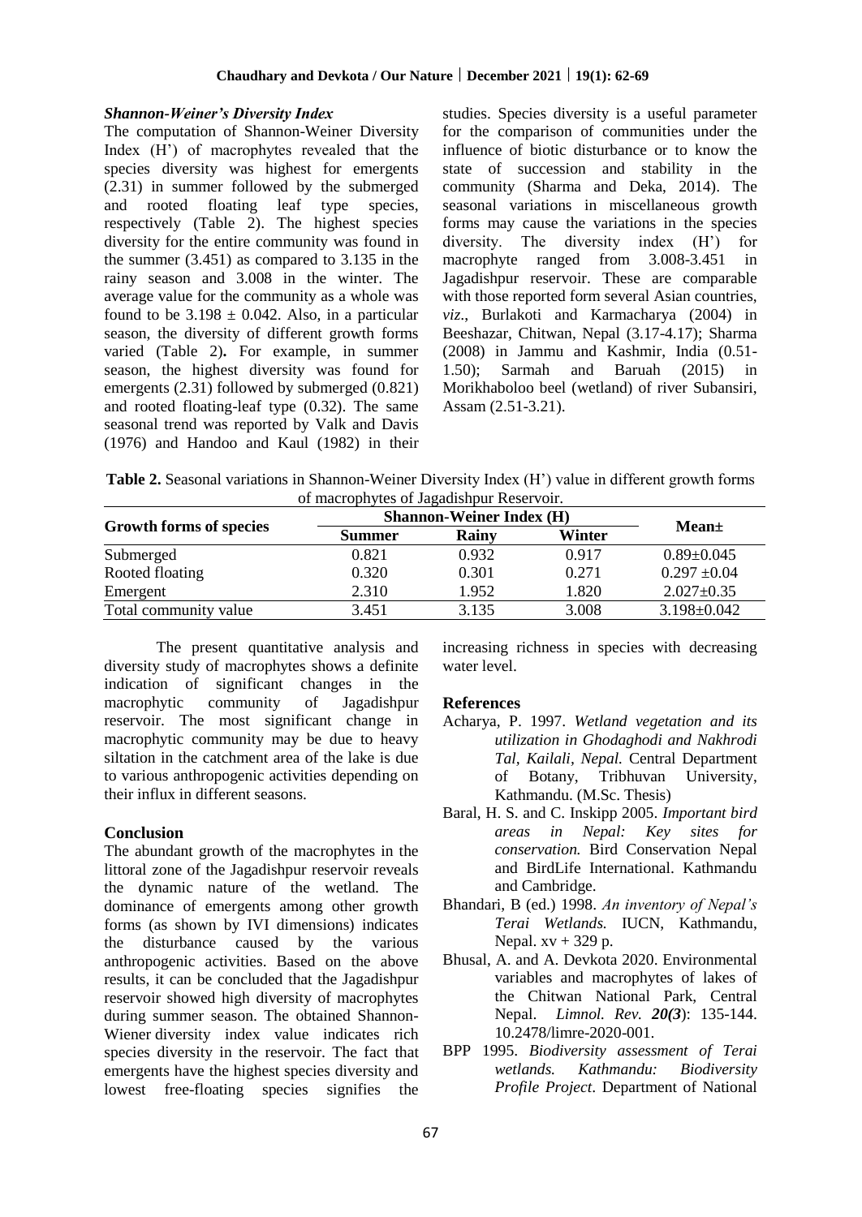### *Shannon-Weiner's Diversity Index*

The computation of Shannon-Weiner Diversity Index (H') of macrophytes revealed that the species diversity was highest for emergents (2.31) in summer followed by the submerged and rooted floating leaf type species, respectively (Table 2). The highest species diversity for the entire community was found in the summer (3.451) as compared to 3.135 in the rainy season and 3.008 in the winter. The average value for the community as a whole was found to be 3.198 ± 0.042. Also, in a particular season, the diversity of different growth forms varied (Table 2). For example, in summer season, the highest diversity was found for emergents (2.31) followed by submerged (0.821) and rooted floating-leaf type (0.32). The same seasonal trend was reported by Valk and Davis (1976) and Handoo and Kaul (1982) in their studies. Species diversity is a useful parameter for the comparison of communities under the influence of biotic disturbance or to know the state of succession and stability in the community (Sharma and Deka, 2014). The seasonal variations in miscellaneous growth forms may cause the variations in the species diversity. The diversity index (H') for macrophyte ranged from 3.008-3.451 in Jagadishpur reservoir. These are comparable with those reported form several Asian countries, *viz*., Burlakoti and Karmacharya (2004) in Beeshazar, Chitwan, Nepal (3.17-4.17); Sharma (2008) in Jammu and Kashmir, India (0.51-1.50); Sarmah and Baruah (2015) in Morikhaboloo beel (wetland) of river Subansiri, Assam (2.51-3.21).

**Table 2.** Seasonal variations in Shannon-Weiner Diversity Index (H') value in different growth forms of macrophytes of Jagadishpur Reservoir.

| Growth forms of species | Shannon-Weiner Index (H) | | | Mean± |
|---|---|---|---|---|
| | Summer | Rainy | Winter | |
| Submerged | 0.821 | 0.932 | 0.917 | 0.89±0.045 |
| Rooted floating | 0.320 | 0.301 | 0.271 | 0.297 ±0.04 |
| Emergent | 2.310 | 1.952 | 1.820 | 2.027±0.35 |
| Total community value | 3.451 | 3.135 | 3.008 | 3.198±0.042 |

The present quantitative analysis and diversity study of macrophytes shows a definite indication of significant changes in the macrophytic community of Jagadishpur reservoir. The most significant change in macrophytic community may be due to heavy siltation in the catchment area of the lake is due to various anthropogenic activities depending on their influx in different seasons.

## Conclusion

The abundant growth of the macrophytes in the littoral zone of the Jagadishpur reservoir reveals the dynamic nature of the wetland. The dominance of emergents among other growth forms (as shown by IVI dimensions) indicates the disturbance caused by the various anthropogenic activities. Based on the above results, it can be concluded that the Jagadishpur reservoir showed high diversity of macrophytes during summer season. The obtained Shannon-Wiener diversity index value indicates rich species diversity in the reservoir. The fact that emergents have the highest species diversity and lowest free-floating species signifies the increasing richness in species with decreasing water level.

## References

- Acharya, P. 1997. *Wetland vegetation and its utilization in Ghodaghodi and Nakhrodi Tal, Kailali, Nepal.* Central Department of Botany, Tribhuvan University, Kathmandu. (M.Sc. Thesis)
- Baral, H. S. and C. Inskipp 2005. *Important bird areas in Nepal: Key sites for conservation.* Bird Conservation Nepal and BirdLife International. Kathmandu and Cambridge.
- Bhandari, B (ed.) 1998. *An inventory of Nepal's Terai Wetlands.* IUCN, Kathmandu, Nepal. xv + 329 p.
- Bhusal, A. and A. Devkota 2020. Environmental variables and macrophytes of lakes of the Chitwan National Park, Central Nepal. *Limnol. Rev.* ***20(3***): 135-144. 10.2478/limre-2020-001.
- BPP 1995. *Biodiversity assessment of Terai wetlands. Kathmandu: Biodiversity Profile Project*. Department of National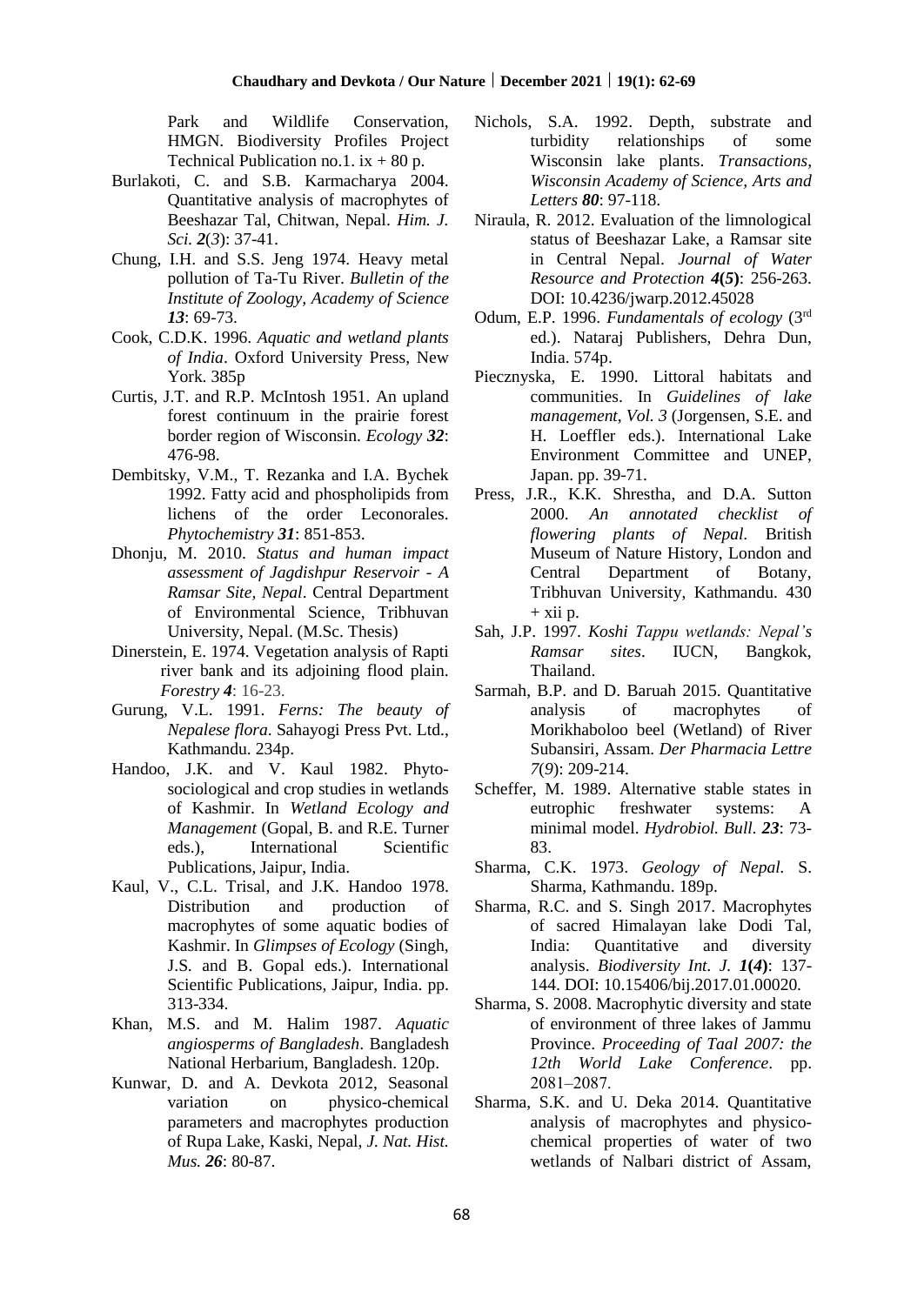Park and Wildlife Conservation, HMGN. Biodiversity Profiles Project Technical Publication no.1. ix + 80 p.

Burlakoti, C. and S.B. Karmacharya 2004. Quantitative analysis of macrophytes of Beeshazar Tal, Chitwan, Nepal. *Him. J. Sci.* ***2***(*3*): 37-41.

Chung, I.H. and S.S. Jeng 1974. Heavy metal pollution of Ta-Tu River. *Bulletin of the Institute of Zoology, Academy of Science* ***13***: 69-73.

Cook, C.D.K. 1996. *Aquatic and wetland plants of India*. Oxford University Press, New York. 385p

Curtis, J.T. and R.P. McIntosh 1951. An upland forest continuum in the prairie forest border region of Wisconsin. *Ecology* ***32***: 476-98.

Dembitsky, V.M., T. Rezanka and I.A. Bychek 1992. Fatty acid and phospholipids from lichens of the order Leconorales. *Phytochemistry* ***31***: 851-853.

Dhonju, M. 2010. *Status and human impact assessment of Jagdishpur Reservoir - A Ramsar Site, Nepal*. Central Department of Environmental Science, Tribhuvan University, Nepal. (M.Sc. Thesis)

Dinerstein, E. 1974. Vegetation analysis of Rapti river bank and its adjoining flood plain. *Forestry* ***4***: 16-23.

Gurung, V.L. 1991. *Ferns: The beauty of Nepalese flora*. Sahayogi Press Pvt. Ltd., Kathmandu. 234p.

Handoo, J.K. and V. Kaul 1982. Phyto-sociological and crop studies in wetlands of Kashmir. In *Wetland Ecology and Management* (Gopal, B. and R.E. Turner eds.), International Scientific Publications, Jaipur, India.

Kaul, V., C.L. Trisal, and J.K. Handoo 1978. Distribution and production of macrophytes of some aquatic bodies of Kashmir. In *Glimpses of Ecology* (Singh, J.S. and B. Gopal eds.). International Scientific Publications, Jaipur, India. pp. 313-334.

Khan, M.S. and M. Halim 1987. *Aquatic angiosperms of Bangladesh*. Bangladesh National Herbarium, Bangladesh. 120p.

Kunwar, D. and A. Devkota 2012, Seasonal variation on physico-chemical parameters and macrophytes production of Rupa Lake, Kaski, Nepal, *J. Nat. Hist. Mus.* ***26***: 80-87.

Nichols, S.A. 1992. Depth, substrate and turbidity relationships of some Wisconsin lake plants. *Transactions, Wisconsin Academy of Science, Arts and Letters* ***80***: 97-118.

Niraula, R. 2012. Evaluation of the limnological status of Beeshazar Lake, a Ramsar site in Central Nepal. *Journal of Water Resource and Protection* ***4***(***5***): 256-263. DOI: 10.4236/jwarp.2012.45028

Odum, E.P. 1996. *Fundamentals of ecology* (3rd ed.). Nataraj Publishers, Dehra Dun, India. 574p.

Pieczynska, E. 1990. Littoral habitats and communities. In *Guidelines of lake management, Vol. 3* (Jorgensen, S.E. and H. Loeffler eds.). International Lake Environment Committee and UNEP, Japan. pp. 39-71.

Press, J.R., K.K. Shrestha, and D.A. Sutton 2000. *An annotated checklist of flowering plants of Nepal*. British Museum of Nature History, London and Central Department of Botany, Tribhuvan University, Kathmandu. 430 + xii p.

Sah, J.P. 1997. *Koshi Tappu wetlands: Nepal's Ramsar sites*. IUCN, Bangkok, Thailand.

Sarmah, B.P. and D. Baruah 2015. Quantitative analysis of macrophytes of Morikhaboloo beel (Wetland) of River Subansiri, Assam. *Der Pharmacia Lettre* *7*(*9*): 209-214.

Scheffer, M. 1989. Alternative stable states in eutrophic freshwater systems: A minimal model. *Hydrobiol. Bull.* ***23***: 73-83.

Sharma, C.K. 1973. *Geology of Nepal*. S. Sharma, Kathmandu. 189p.

Sharma, R.C. and S. Singh 2017. Macrophytes of sacred Himalayan lake Dodi Tal, India: Quantitative and diversity analysis. *Biodiversity Int. J.* ***1***(***4***): 137-144. DOI: 10.15406/bij.2017.01.00020.

Sharma, S. 2008. Macrophytic diversity and state of environment of three lakes of Jammu Province. *Proceeding of Taal 2007: the 12th World Lake Conference*. pp. 2081–2087.

Sharma, S.K. and U. Deka 2014. Quantitative analysis of macrophytes and physico-chemical properties of water of two wetlands of Nalbari district of Assam,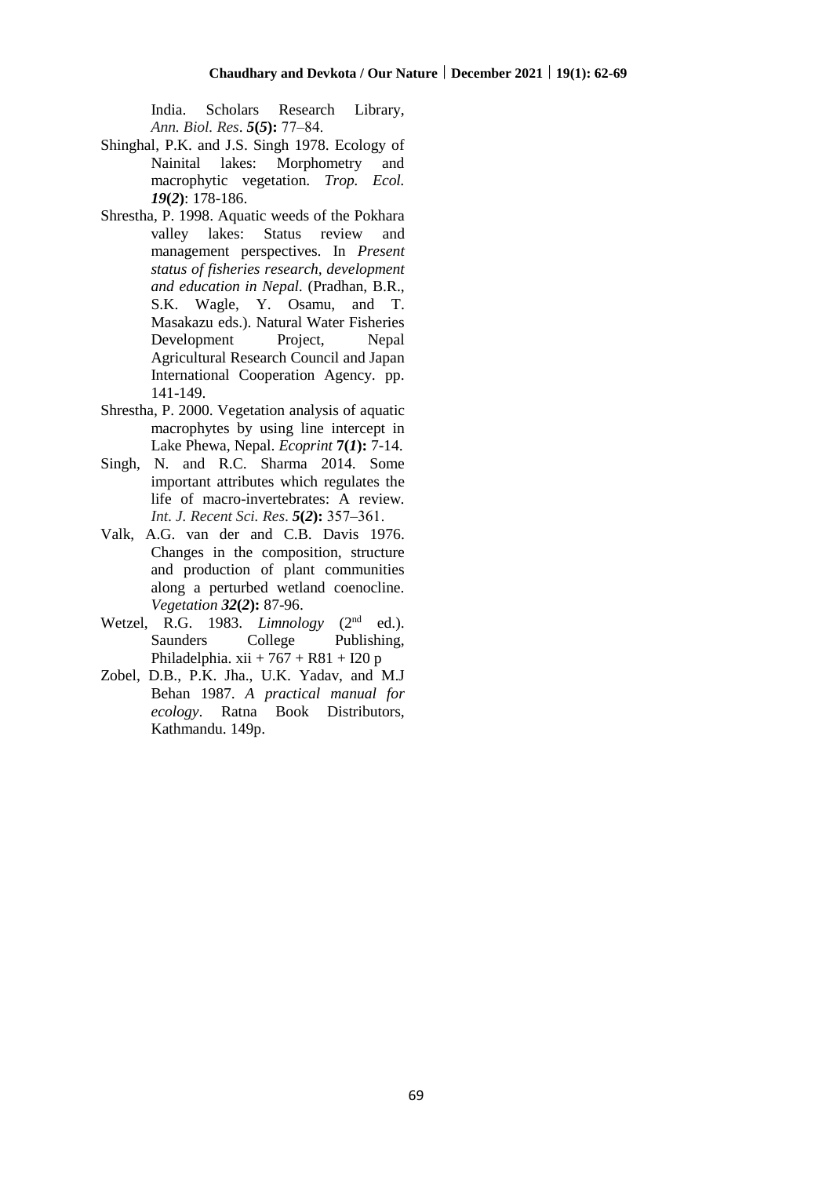India. Scholars Research Library, *Ann. Biol. Res*. ***5*(*5*):** 77–84.

Shinghal, P.K. and J.S. Singh 1978. Ecology of Nainital lakes: Morphometry and macrophytic vegetation. *Trop. Ecol.* ***19*(*2*)**: 178-186.

Shrestha, P. 1998. Aquatic weeds of the Pokhara valley lakes: Status review and management perspectives. In *Present status of fisheries research, development and education in Nepal.* (Pradhan, B.R., S.K. Wagle, Y. Osamu, and T. Masakazu eds.). Natural Water Fisheries Development Project, Nepal Agricultural Research Council and Japan International Cooperation Agency. pp. 141-149.

Shrestha, P. 2000. Vegetation analysis of aquatic macrophytes by using line intercept in Lake Phewa, Nepal. *Ecoprint* **7(*1*):** 7-14.

Singh, N. and R.C. Sharma 2014. Some important attributes which regulates the life of macro-invertebrates: A review. *Int. J. Recent Sci. Res*. ***5*(*2*):** 357–361.

Valk, A.G. van der and C.B. Davis 1976. Changes in the composition, structure and production of plant communities along a perturbed wetland coenocline. *Vegetation* ***32*(*2*):** 87-96.

Wetzel, R.G. 1983. *Limnology* (2nd ed.). Saunders College Publishing, Philadelphia. xii + 767 + R81 + I20 p

Zobel, D.B., P.K. Jha., U.K. Yadav, and M.J Behan 1987. *A practical manual for ecology*. Ratna Book Distributors, Kathmandu. 149p.